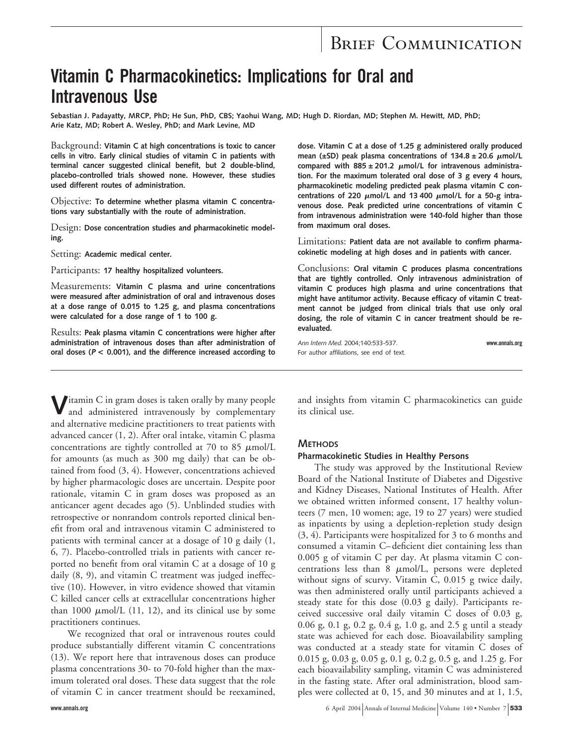# Brief Communication

# Vitamin C Pharmacokinetics: Implications for Oral and Intravenous Use

**Sebastian J. Padayatty, MRCP, PhD; He Sun, PhD, CBS; Yaohui Wang, MD; Hugh D. Riordan, MD; Stephen M. Hewitt, MD, PhD; Arie Katz, MD; Robert A. Wesley, PhD; and Mark Levine, MD**

Background: **Vitamin C at high concentrations is toxic to cancer cells in vitro. Early clinical studies of vitamin C in patients with terminal cancer suggested clinical benefit, but 2 double-blind, placebo-controlled trials showed none. However, these studies used different routes of administration.**

Objective: **To determine whether plasma vitamin C concentrations vary substantially with the route of administration.**

Design: **Dose concentration studies and pharmacokinetic modeling.**

Setting: **Academic medical center.**

Participants: **17 healthy hospitalized volunteers.**

Measurements: **Vitamin C plasma and urine concentrations were measured after administration of oral and intravenous doses at a dose range of 0.015 to 1.25 g, and plasma concentrations were calculated for a dose range of 1 to 100 g.**

Results: **Peak plasma vitamin C concentrations were higher after administration of intravenous doses than after administration of oral doses ($P < 0.001$), and the difference increased according to dose. Vitamin C at a dose of 1.25 g administered orally produced mean (±SD) peak plasma concentrations of 134.8 ± 20.6 μmol/L compared with 885 ± 201.2 μmol/L for intravenous administration. For the maximum tolerated oral dose of 3 g every 4 hours, pharmacokinetic modeling predicted peak plasma vitamin C concentrations of 220 μmol/L and 13 400 μmol/L for a 50-g intravenous dose. Peak predicted urine concentrations of vitamin C from intravenous administration were 140-fold higher than those from maximum oral doses.**

Limitations: **Patient data are not available to confirm pharmacokinetic modeling at high doses and in patients with cancer.**

Conclusions: **Oral vitamin C produces plasma concentrations that are tightly controlled. Only intravenous administration of vitamin C produces high plasma and urine concentrations that might have antitumor activity. Because efficacy of vitamin C treatment cannot be judged from clinical trials that use only oral dosing, the role of vitamin C in cancer treatment should be reevaluated.**

*Ann Intern Med.* 2004;140:533-537. www.annals.org

For author affiliations, see end of text.

Vitamin C in gram doses is taken orally by many people and administered intravenously by complementary and alternative medicine practitioners to treat patients with advanced cancer (1, 2). After oral intake, vitamin C plasma concentrations are tightly controlled at 70 to 85 μmol/L for amounts (as much as 300 mg daily) that can be obtained from food (3, 4). However, concentrations achieved by higher pharmacologic doses are uncertain. Despite poor rationale, vitamin C in gram doses was proposed as an anticancer agent decades ago (5). Unblinded studies with retrospective or nonrandom controls reported clinical benefit from oral and intravenous vitamin C administered to patients with terminal cancer at a dosage of 10 g daily (1, 6, 7). Placebo-controlled trials in patients with cancer reported no benefit from oral vitamin C at a dosage of 10 g daily (8, 9), and vitamin C treatment was judged ineffective (10). However, in vitro evidence showed that vitamin C killed cancer cells at extracellular concentrations higher than 1000 μmol/L (11, 12), and its clinical use by some practitioners continues.

We recognized that oral or intravenous routes could produce substantially different vitamin C concentrations (13). We report here that intravenous doses can produce plasma concentrations 30- to 70-fold higher than the maximum tolerated oral doses. These data suggest that the role of vitamin C in cancer treatment should be reexamined, and insights from vitamin C pharmacokinetics can guide its clinical use.

## Methods

### Pharmacokinetic Studies in Healthy Persons

The study was approved by the Institutional Review Board of the National Institute of Diabetes and Digestive and Kidney Diseases, National Institutes of Health. After we obtained written informed consent, 17 healthy volunteers (7 men, 10 women; age, 19 to 27 years) were studied as inpatients by using a depletion-repletion study design (3, 4). Participants were hospitalized for 3 to 6 months and consumed a vitamin C–deficient diet containing less than 0.005 g of vitamin C per day. At plasma vitamin C concentrations less than 8 μmol/L, persons were depleted without signs of scurvy. Vitamin C, 0.015 g twice daily, was then administered orally until participants achieved a steady state for this dose (0.03 g daily). Participants received successive oral daily vitamin C doses of 0.03 g, 0.06 g, 0.1 g, 0.2 g, 0.4 g, 1.0 g, and 2.5 g until a steady state was achieved for each dose. Bioavailability sampling was conducted at a steady state for vitamin C doses of 0.015 g, 0.03 g, 0.05 g, 0.1 g, 0.2 g, 0.5 g, and 1.25 g. For each bioavailability sampling, vitamin C was administered in the fasting state. After oral administration, blood samples were collected at 0, 15, and 30 minutes and at 1, 1.5,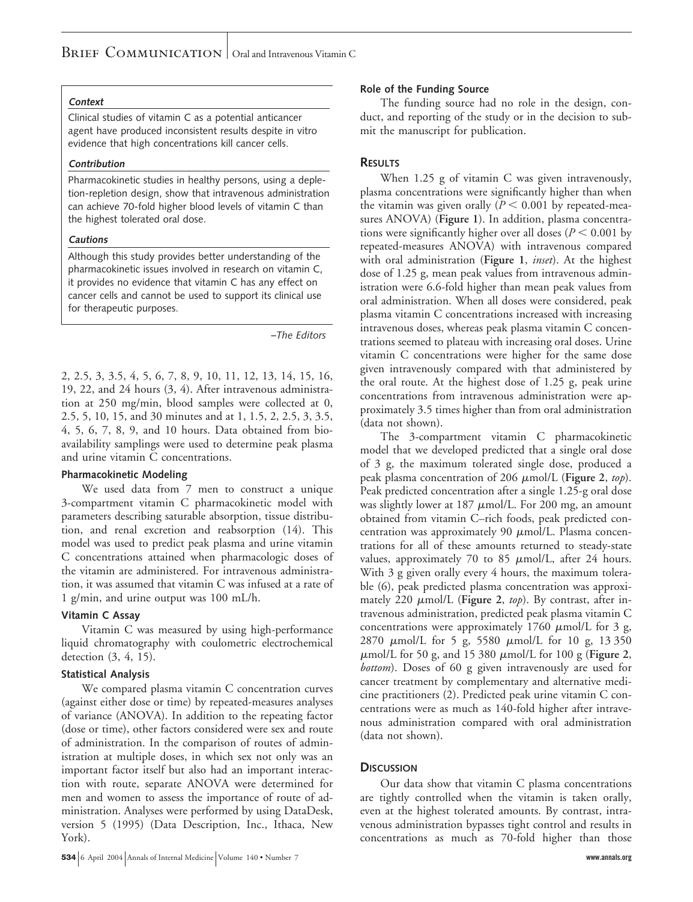**Context**

Clinical studies of vitamin C as a potential anticancer agent have produced inconsistent results despite in vitro evidence that high concentrations kill cancer cells.

**Contribution**

Pharmacokinetic studies in healthy persons, using a depletion-repletion design, show that intravenous administration can achieve 70-fold higher blood levels of vitamin C than the highest tolerated oral dose.

**Cautions**

Although this study provides better understanding of the pharmacokinetic issues involved in research on vitamin C, it provides no evidence that vitamin C has any effect on cancer cells and cannot be used to support its clinical use for therapeutic purposes.

*–The Editors*

2, 2.5, 3, 3.5, 4, 5, 6, 7, 8, 9, 10, 11, 12, 13, 14, 15, 16, 19, 22, and 24 hours (3, 4). After intravenous administration at 250 mg/min, blood samples were collected at 0, 2.5, 5, 10, 15, and 30 minutes and at 1, 1.5, 2, 2.5, 3, 3.5, 4, 5, 6, 7, 8, 9, and 10 hours. Data obtained from bioavailability samplings were used to determine peak plasma and urine vitamin C concentrations.

### Pharmacokinetic Modeling

We used data from 7 men to construct a unique 3-compartment vitamin C pharmacokinetic model with parameters describing saturable absorption, tissue distribution, and renal excretion and reabsorption (14). This model was used to predict peak plasma and urine vitamin C concentrations attained when pharmacologic doses of the vitamin are administered. For intravenous administration, it was assumed that vitamin C was infused at a rate of 1 g/min, and urine output was 100 mL/h.

### Vitamin C Assay

Vitamin C was measured by using high-performance liquid chromatography with coulometric electrochemical detection (3, 4, 15).

### Statistical Analysis

We compared plasma vitamin C concentration curves (against either dose or time) by repeated-measures analyses of variance (ANOVA). In addition to the repeating factor (dose or time), other factors considered were sex and route of administration. In the comparison of routes of administration at multiple doses, in which sex not only was an important factor itself but also had an important interaction with route, separate ANOVA were determined for men and women to assess the importance of route of administration. Analyses were performed by using DataDesk, version 5 (1995) (Data Description, Inc., Ithaca, New York).

### Role of the Funding Source

The funding source had no role in the design, conduct, and reporting of the study or in the decision to submit the manuscript for publication.

## Results

When 1.25 g of vitamin C was given intravenously, plasma concentrations were significantly higher than when the vitamin was given orally ($P < 0.001$ by repeated-measures ANOVA) (**Figure 1**). In addition, plasma concentrations were significantly higher over all doses ($P < 0.001$ by repeated-measures ANOVA) with intravenous compared with oral administration (**Figure 1**, *inset*). At the highest dose of 1.25 g, mean peak values from intravenous administration were 6.6-fold higher than mean peak values from oral administration. When all doses were considered, peak plasma vitamin C concentrations increased with increasing intravenous doses, whereas peak plasma vitamin C concentrations seemed to plateau with increasing oral doses. Urine vitamin C concentrations were higher for the same dose given intravenously compared with that administered by the oral route. At the highest dose of 1.25 g, peak urine concentrations from intravenous administration were approximately 3.5 times higher than from oral administration (data not shown).

The 3-compartment vitamin C pharmacokinetic model that we developed predicted that a single oral dose of 3 g, the maximum tolerated single dose, produced a peak plasma concentration of 206 μmol/L (**Figure 2**, *top*). Peak predicted concentration after a single 1.25-g oral dose was slightly lower at 187 μmol/L. For 200 mg, an amount obtained from vitamin C–rich foods, peak predicted concentration was approximately 90 μmol/L. Plasma concentrations for all of these amounts returned to steady-state values, approximately 70 to 85 μmol/L, after 24 hours. With 3 g given orally every 4 hours, the maximum tolerable (6), peak predicted plasma concentration was approximately 220 μmol/L (**Figure 2**, *top*). By contrast, after intravenous administration, predicted peak plasma vitamin C concentrations were approximately 1760 μmol/L for 3 g, 2870 μmol/L for 5 g, 5580 μmol/L for 10 g, 13 350 μmol/L for 50 g, and 15 380 μmol/L for 100 g (**Figure 2**, *bottom*). Doses of 60 g given intravenously are used for cancer treatment by complementary and alternative medicine practitioners (2). Predicted peak urine vitamin C concentrations were as much as 140-fold higher after intravenous administration compared with oral administration (data not shown).

## Discussion

Our data show that vitamin C plasma concentrations are tightly controlled when the vitamin is taken orally, even at the highest tolerated amounts. By contrast, intravenous administration bypasses tight control and results in concentrations as much as 70-fold higher than those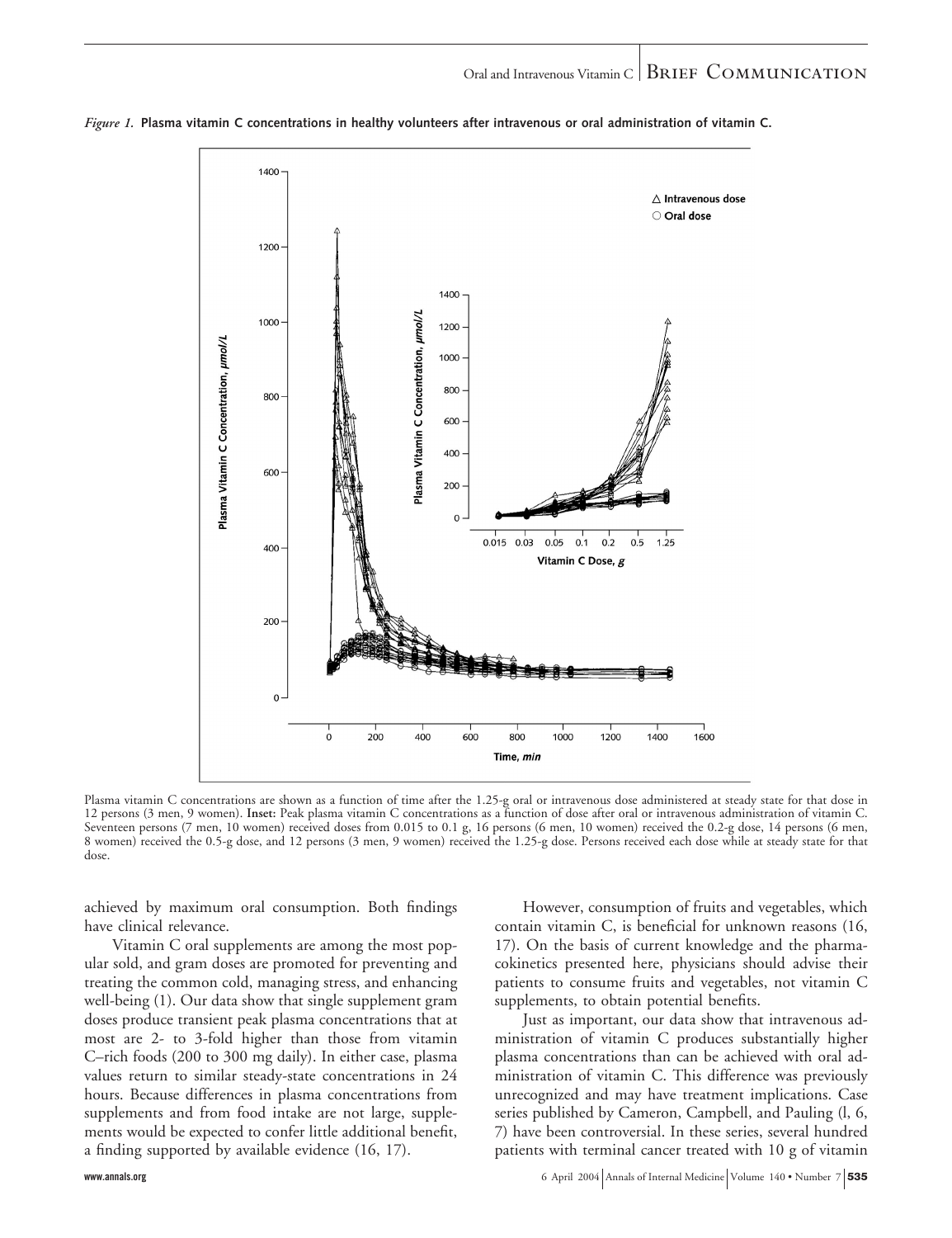*Figure 1.* **Plasma vitamin C concentrations in healthy volunteers after intravenous or oral administration of vitamin C.**

Plasma vitamin C concentrations are shown as a function of time after the 1.25-g oral or intravenous dose administered at steady state for that dose in 12 persons (3 men, 9 women). **Inset:** Peak plasma vitamin C concentrations as a function of dose after oral or intravenous administration of vitamin C. Seventeen persons (7 men, 10 women) received doses from 0.015 to 0.1 g, 16 persons (6 men, 10 women) received the 0.2-g dose, 14 persons (6 men, 8 women) received the 0.5-g dose, and 12 persons (3 men, 9 women) received the 1.25-g dose. Persons received each dose while at steady state for that dose.

achieved by maximum oral consumption. Both findings have clinical relevance.

Vitamin C oral supplements are among the most popular sold, and gram doses are promoted for preventing and treating the common cold, managing stress, and enhancing well-being (1). Our data show that single supplement gram doses produce transient peak plasma concentrations that at most are 2- to 3-fold higher than those from vitamin C–rich foods (200 to 300 mg daily). In either case, plasma values return to similar steady-state concentrations in 24 hours. Because differences in plasma concentrations from supplements and from food intake are not large, supplements would be expected to confer little additional benefit, a finding supported by available evidence (16, 17).

However, consumption of fruits and vegetables, which contain vitamin C, is beneficial for unknown reasons (16, 17). On the basis of current knowledge and the pharmacokinetics presented here, physicians should advise their patients to consume fruits and vegetables, not vitamin C supplements, to obtain potential benefits.

Just as important, our data show that intravenous administration of vitamin C produces substantially higher plasma concentrations than can be achieved with oral administration of vitamin C. This difference was previously unrecognized and may have treatment implications. Case series published by Cameron, Campbell, and Pauling (1, 6, 7) have been controversial. In these series, several hundred patients with terminal cancer treated with 10 g of vitamin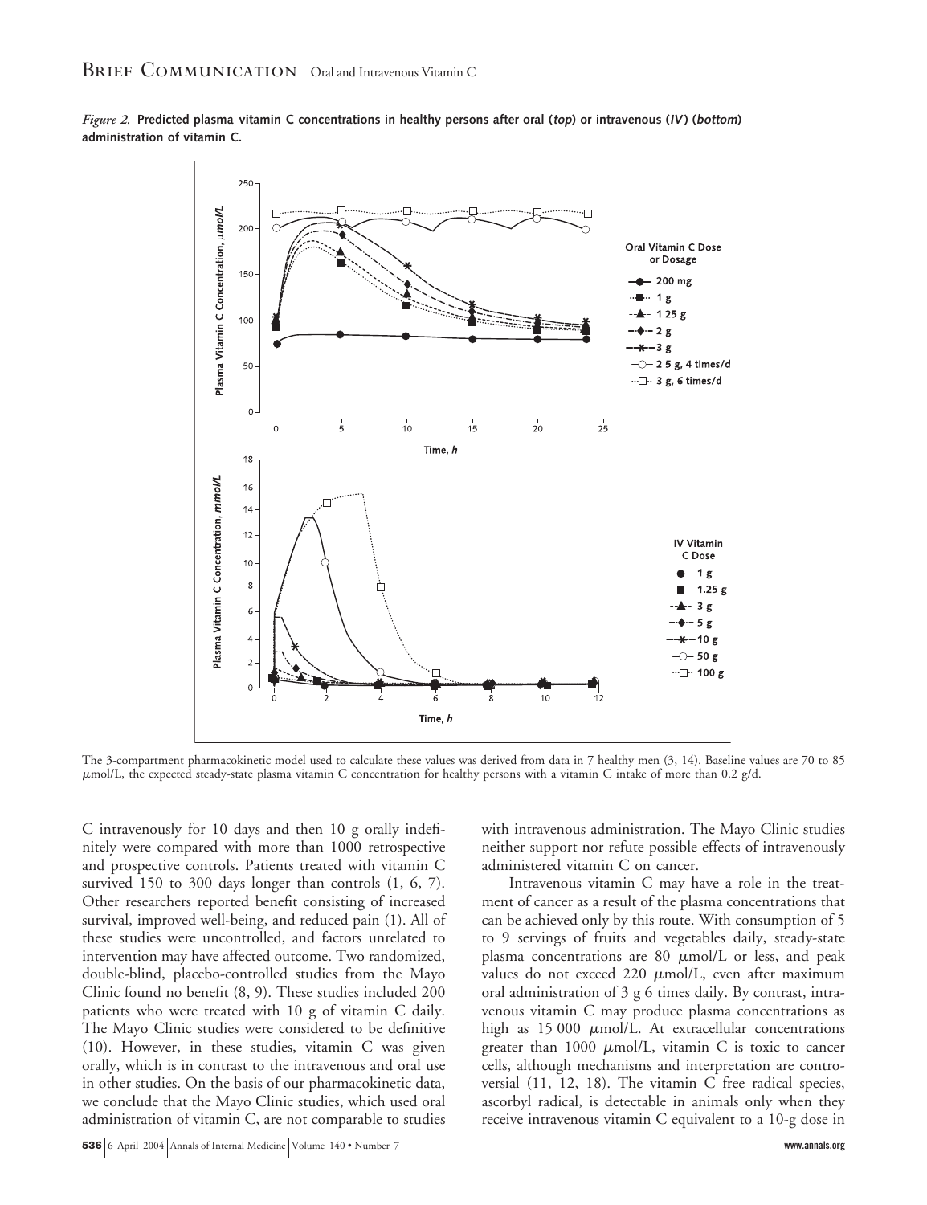*Figure 2.* **Predicted plasma vitamin C concentrations in healthy persons after oral (*top*) or intravenous (*IV*) (*bottom*) administration of vitamin C.**

The 3-compartment pharmacokinetic model used to calculate these values was derived from data in 7 healthy men (3, 14). Baseline values are 70 to 85 μmol/L, the expected steady-state plasma vitamin C concentration for healthy persons with a vitamin C intake of more than 0.2 g/d.

C intravenously for 10 days and then 10 g orally indefinitely were compared with more than 1000 retrospective and prospective controls. Patients treated with vitamin C survived 150 to 300 days longer than controls (1, 6, 7). Other researchers reported benefit consisting of increased survival, improved well-being, and reduced pain (1). All of these studies were uncontrolled, and factors unrelated to intervention may have affected outcome. Two randomized, double-blind, placebo-controlled studies from the Mayo Clinic found no benefit (8, 9). These studies included 200 patients who were treated with 10 g of vitamin C daily. The Mayo Clinic studies were considered to be definitive (10). However, in these studies, vitamin C was given orally, which is in contrast to the intravenous and oral use in other studies. On the basis of our pharmacokinetic data, we conclude that the Mayo Clinic studies, which used oral administration of vitamin C, are not comparable to studies with intravenous administration. The Mayo Clinic studies neither support nor refute possible effects of intravenously administered vitamin C on cancer.

Intravenous vitamin C may have a role in the treatment of cancer as a result of the plasma concentrations that can be achieved only by this route. With consumption of 5 to 9 servings of fruits and vegetables daily, steady-state plasma concentrations are 80 μmol/L or less, and peak values do not exceed 220 μmol/L, even after maximum oral administration of 3 g 6 times daily. By contrast, intravenous vitamin C may produce plasma concentrations as high as 15 000 μmol/L. At extracellular concentrations greater than 1000 μmol/L, vitamin C is toxic to cancer cells, although mechanisms and interpretation are controversial (11, 12, 18). The vitamin C free radical species, ascorbyl radical, is detectable in animals only when they receive intravenous vitamin C equivalent to a 10-g dose in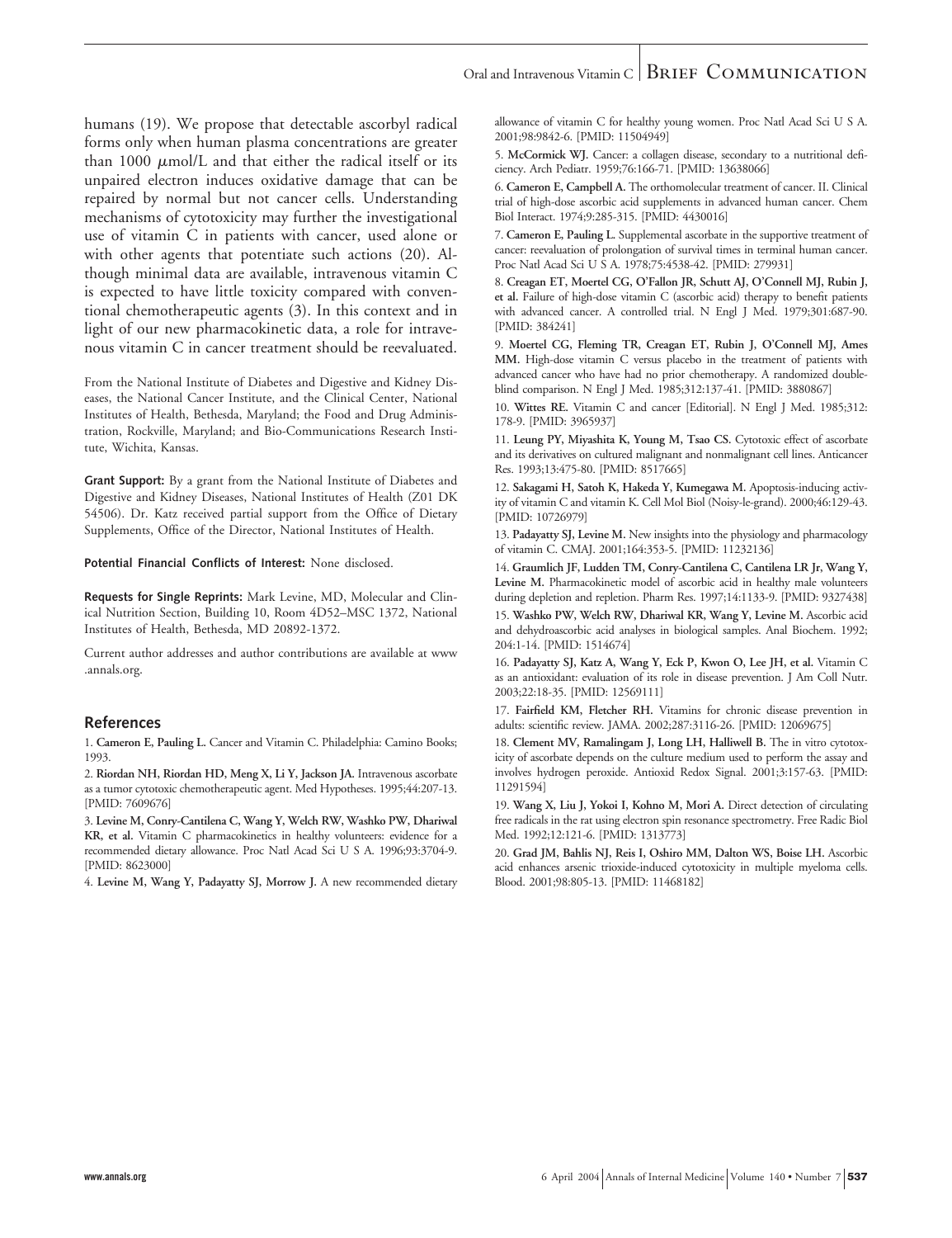humans (19). We propose that detectable ascorbyl radical forms only when human plasma concentrations are greater than 1000 $\mu$mol/L and that either the radical itself or its unpaired electron induces oxidative damage that can be repaired by normal but not cancer cells. Understanding mechanisms of cytotoxicity may further the investigational use of vitamin C in patients with cancer, used alone or with other agents that potentiate such actions (20). Although minimal data are available, intravenous vitamin C is expected to have little toxicity compared with conventional chemotherapeutic agents (3). In this context and in light of our new pharmacokinetic data, a role for intravenous vitamin C in cancer treatment should be reevaluated.

From the National Institute of Diabetes and Digestive and Kidney Diseases, the National Cancer Institute, and the Clinical Center, National Institutes of Health, Bethesda, Maryland; the Food and Drug Administration, Rockville, Maryland; and Bio-Communications Research Institute, Wichita, Kansas.

**Grant Support:** By a grant from the National Institute of Diabetes and Digestive and Kidney Diseases, National Institutes of Health (Z01 DK 54506). Dr. Katz received partial support from the Office of Dietary Supplements, Office of the Director, National Institutes of Health.

**Potential Financial Conflicts of Interest:** None disclosed.

**Requests for Single Reprints:** Mark Levine, MD, Molecular and Clinical Nutrition Section, Building 10, Room 4D52–MSC 1372, National Institutes of Health, Bethesda, MD 20892-1372.

Current author addresses and author contributions are available at www.annals.org.

## References

1. **Cameron E, Pauling L.** Cancer and Vitamin C. Philadelphia: Camino Books; 1993.
2. **Riordan NH, Riordan HD, Meng X, Li Y, Jackson JA.** Intravenous ascorbate as a tumor cytotoxic chemotherapeutic agent. Med Hypotheses. 1995;44:207-13. [PMID: 7609676]
3. **Levine M, Conry-Cantilena C, Wang Y, Welch RW, Washko PW, Dhariwal KR, et al.** Vitamin C pharmacokinetics in healthy volunteers: evidence for a recommended dietary allowance. Proc Natl Acad Sci U S A. 1996;93:3704-9. [PMID: 8623000]
4. **Levine M, Wang Y, Padayatty SJ, Morrow J.** A new recommended dietary allowance of vitamin C for healthy young women. Proc Natl Acad Sci U S A. 2001;98:9842-6. [PMID: 11504949]
5. **McCormick WJ.** Cancer: a collagen disease, secondary to a nutritional deficiency. Arch Pediatr. 1959;76:166-71. [PMID: 13638066]
6. **Cameron E, Campbell A.** The orthomolecular treatment of cancer. II. Clinical trial of high-dose ascorbic acid supplements in advanced human cancer. Chem Biol Interact. 1974;9:285-315. [PMID: 4430016]
7. **Cameron E, Pauling L.** Supplemental ascorbate in the supportive treatment of cancer: reevaluation of prolongation of survival times in terminal human cancer. Proc Natl Acad Sci U S A. 1978;75:4538-42. [PMID: 279931]
8. **Creagan ET, Moertel CG, O'Fallon JR, Schutt AJ, O'Connell MJ, Rubin J, et al.** Failure of high-dose vitamin C (ascorbic acid) therapy to benefit patients with advanced cancer. A controlled trial. N Engl J Med. 1979;301:687-90. [PMID: 384241]
9. **Moertel CG, Fleming TR, Creagan ET, Rubin J, O'Connell MJ, Ames MM.** High-dose vitamin C versus placebo in the treatment of patients with advanced cancer who have had no prior chemotherapy. A randomized double-blind comparison. N Engl J Med. 1985;312:137-41. [PMID: 3880867]
10. **Wittes RE.** Vitamin C and cancer [Editorial]. N Engl J Med. 1985;312:178-9. [PMID: 3965937]
11. **Leung PY, Miyashita K, Young M, Tsao CS.** Cytotoxic effect of ascorbate and its derivatives on cultured malignant and nonmalignant cell lines. Anticancer Res. 1993;13:475-80. [PMID: 8517665]
12. **Sakagami H, Satoh K, Hakeda Y, Kumegawa M.** Apoptosis-inducing activity of vitamin C and vitamin K. Cell Mol Biol (Noisy-le-grand). 2000;46:129-43. [PMID: 10726979]
13. **Padayatty SJ, Levine M.** New insights into the physiology and pharmacology of vitamin C. CMAJ. 2001;164:353-5. [PMID: 11232136]
14. **Graumlich JF, Ludden TM, Conry-Cantilena C, Cantilena LR Jr, Wang Y, Levine M.** Pharmacokinetic model of ascorbic acid in healthy male volunteers during depletion and repletion. Pharm Res. 1997;14:1133-9. [PMID: 9327438]
15. **Washko PW, Welch RW, Dhariwal KR, Wang Y, Levine M.** Ascorbic acid and dehydroascorbic acid analyses in biological samples. Anal Biochem. 1992; 204:1-14. [PMID: 1514674]
16. **Padayatty SJ, Katz A, Wang Y, Eck P, Kwon O, Lee JH, et al.** Vitamin C as an antioxidant: evaluation of its role in disease prevention. J Am Coll Nutr. 2003;22:18-35. [PMID: 12569111]
17. **Fairfield KM, Fletcher RH.** Vitamins for chronic disease prevention in adults: scientific review. JAMA. 2002;287:3116-26. [PMID: 12069675]
18. **Clement MV, Ramalingam J, Long LH, Halliwell B.** The in vitro cytotoxicity of ascorbate depends on the culture medium used to perform the assay and involves hydrogen peroxide. Antioxid Redox Signal. 2001;3:157-63. [PMID: 11291594]
19. **Wang X, Liu J, Yokoi I, Kohno M, Mori A.** Direct detection of circulating free radicals in the rat using electron spin resonance spectrometry. Free Radic Biol Med. 1992;12:121-6. [PMID: 1313773]
20. **Grad JM, Bahlis NJ, Reis I, Oshiro MM, Dalton WS, Boise LH.** Ascorbic acid enhances arsenic trioxide-induced cytotoxicity in multiple myeloma cells. Blood. 2001;98:805-13. [PMID: 11468182]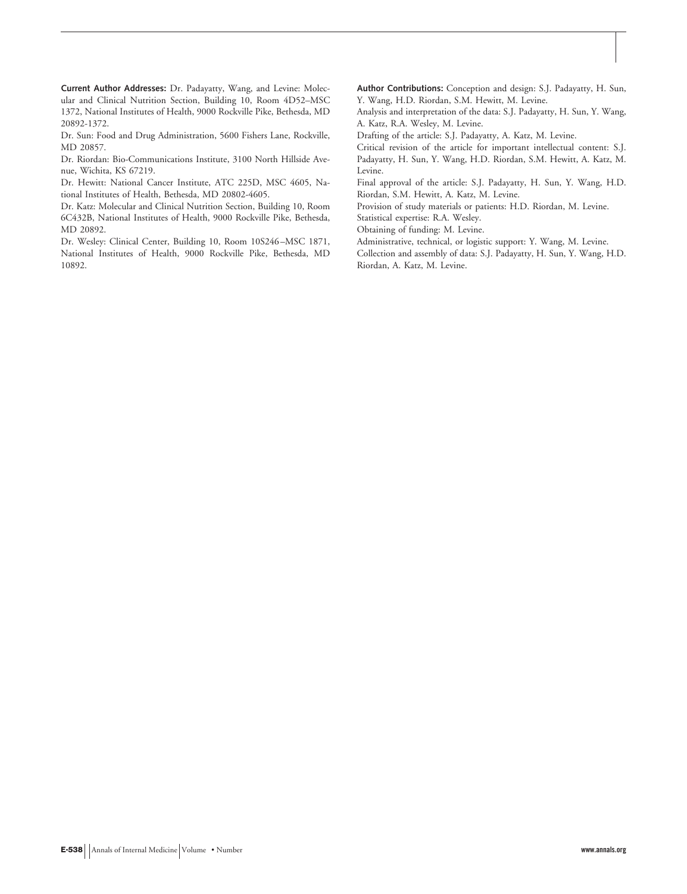**Current Author Addresses:** Dr. Padayatty, Wang, and Levine: Molecular and Clinical Nutrition Section, Building 10, Room 4D52–MSC 1372, National Institutes of Health, 9000 Rockville Pike, Bethesda, MD 20892-1372.

Dr. Sun: Food and Drug Administration, 5600 Fishers Lane, Rockville, MD 20857.

Dr. Riordan: Bio-Communications Institute, 3100 North Hillside Avenue, Wichita, KS 67219.

Dr. Hewitt: National Cancer Institute, ATC 225D, MSC 4605, National Institutes of Health, Bethesda, MD 20802-4605.

Dr. Katz: Molecular and Clinical Nutrition Section, Building 10, Room 6C432B, National Institutes of Health, 9000 Rockville Pike, Bethesda, MD 20892.

Dr. Wesley: Clinical Center, Building 10, Room 10S246–MSC 1871, National Institutes of Health, 9000 Rockville Pike, Bethesda, MD 10892.

**Author Contributions:** Conception and design: S.J. Padayatty, H. Sun, Y. Wang, H.D. Riordan, S.M. Hewitt, M. Levine.

Analysis and interpretation of the data: S.J. Padayatty, H. Sun, Y. Wang, A. Katz, R.A. Wesley, M. Levine.

Drafting of the article: S.J. Padayatty, A. Katz, M. Levine.

Critical revision of the article for important intellectual content: S.J. Padayatty, H. Sun, Y. Wang, H.D. Riordan, S.M. Hewitt, A. Katz, M. Levine.

Final approval of the article: S.J. Padayatty, H. Sun, Y. Wang, H.D. Riordan, S.M. Hewitt, A. Katz, M. Levine.

Provision of study materials or patients: H.D. Riordan, M. Levine.

Statistical expertise: R.A. Wesley.

Obtaining of funding: M. Levine.

Administrative, technical, or logistic support: Y. Wang, M. Levine.

Collection and assembly of data: S.J. Padayatty, H. Sun, Y. Wang, H.D. Riordan, A. Katz, M. Levine.